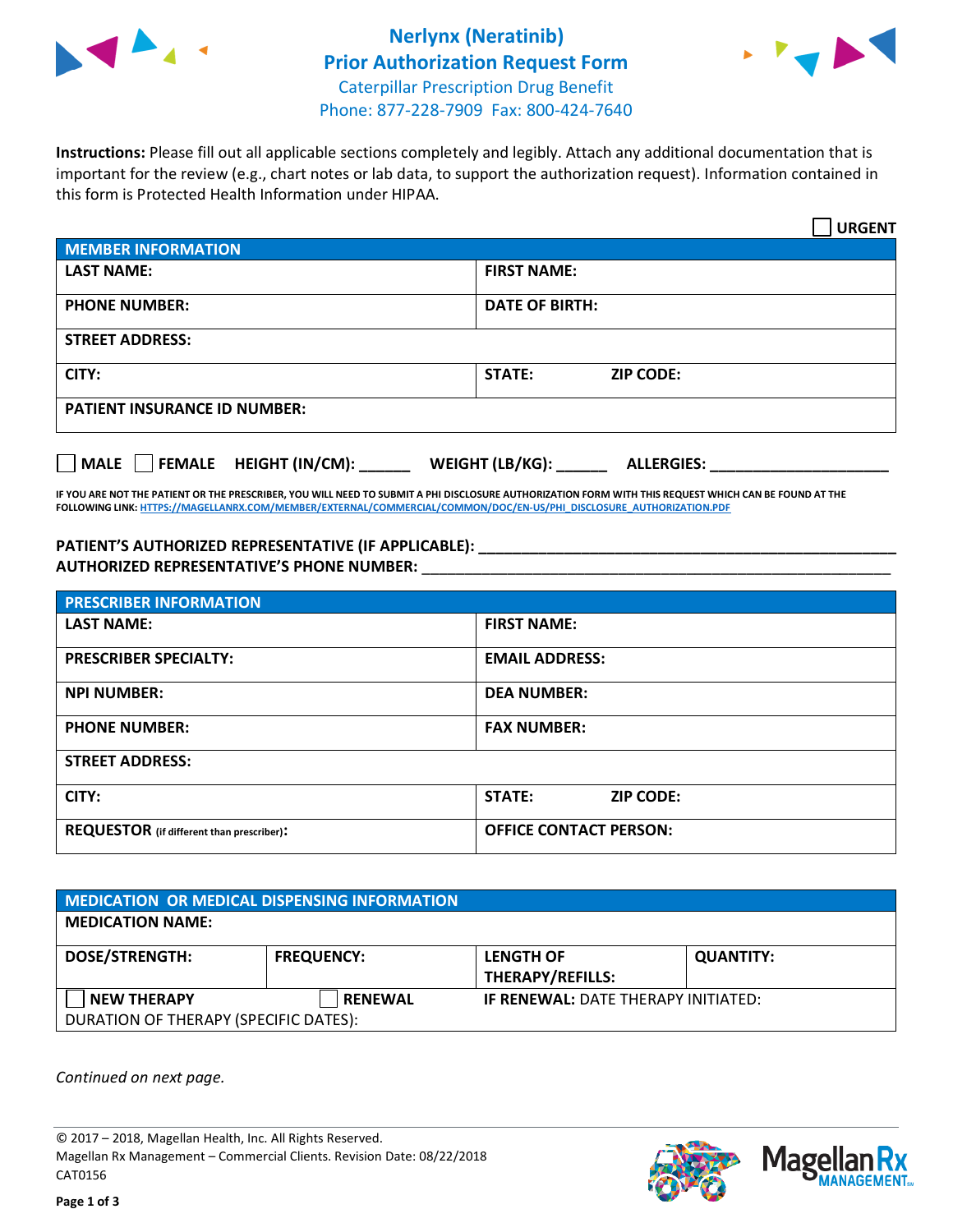# Nerlynx (Neratinib)
## Prior Authorization Request Form
Caterpillar Prescription Drug Benefit
Phone: 877-228-7909 Fax: 800-424-7640

**Instructions:** Please fill out all applicable sections completely and legibly. Attach any additional documentation that is important for the review (e.g., chart notes or lab data, to support the authorization request). Information contained in this form is Protected Health Information under HIPAA.

☐ **URGENT**

| **MEMBER INFORMATION** | |
|---|---|
| **LAST NAME:** | **FIRST NAME:** |
| **PHONE NUMBER:** | **DATE OF BIRTH:** |
| **STREET ADDRESS:** | |
| **CITY:** | **STATE:** **ZIP CODE:** |
| **PATIENT INSURANCE ID NUMBER:** | |

☐ **MALE** ☐ **FEMALE** **HEIGHT (IN/CM):** ______ **WEIGHT (LB/KG):** ______ **ALLERGIES:** ____________________

**IF YOU ARE NOT THE PATIENT OR THE PRESCRIBER, YOU WILL NEED TO SUBMIT A PHI DISCLOSURE AUTHORIZATION FORM WITH THIS REQUEST WHICH CAN BE FOUND AT THE FOLLOWING LINK:** HTTPS://MAGELLANRX.COM/MEMBER/EXTERNAL/COMMERCIAL/COMMON/DOC/EN-US/PHI_DISCLOSURE_AUTHORIZATION.PDF

**PATIENT'S AUTHORIZED REPRESENTATIVE (IF APPLICABLE):** ____________________________________________
**AUTHORIZED REPRESENTATIVE'S PHONE NUMBER:** ____________________________________________

| **PRESCRIBER INFORMATION** | |
|---|---|
| **LAST NAME:** | **FIRST NAME:** |
| **PRESCRIBER SPECIALTY:** | **EMAIL ADDRESS:** |
| **NPI NUMBER:** | **DEA NUMBER:** |
| **PHONE NUMBER:** | **FAX NUMBER:** |
| **STREET ADDRESS:** | |
| **CITY:** | **STATE:** **ZIP CODE:** |
| **REQUESTOR** (if different than prescriber)**:** | **OFFICE CONTACT PERSON:** |

| **MEDICATION OR MEDICAL DISPENSING INFORMATION** | | | |
|---|---|---|---|
| **MEDICATION NAME:** | | | |
| **DOSE/STRENGTH:** | **FREQUENCY:** | **LENGTH OF THERAPY/REFILLS:** | **QUANTITY:** |
| ☐ **NEW THERAPY** | ☐ **RENEWAL** | **IF RENEWAL:** DATE THERAPY INITIATED: | |
| DURATION OF THERAPY (SPECIFIC DATES): | | | |

*Continued on next page.*

© 2017 – 2018, Magellan Health, Inc. All Rights Reserved.
Magellan Rx Management – Commercial Clients. Revision Date: 08/22/2018
CAT0156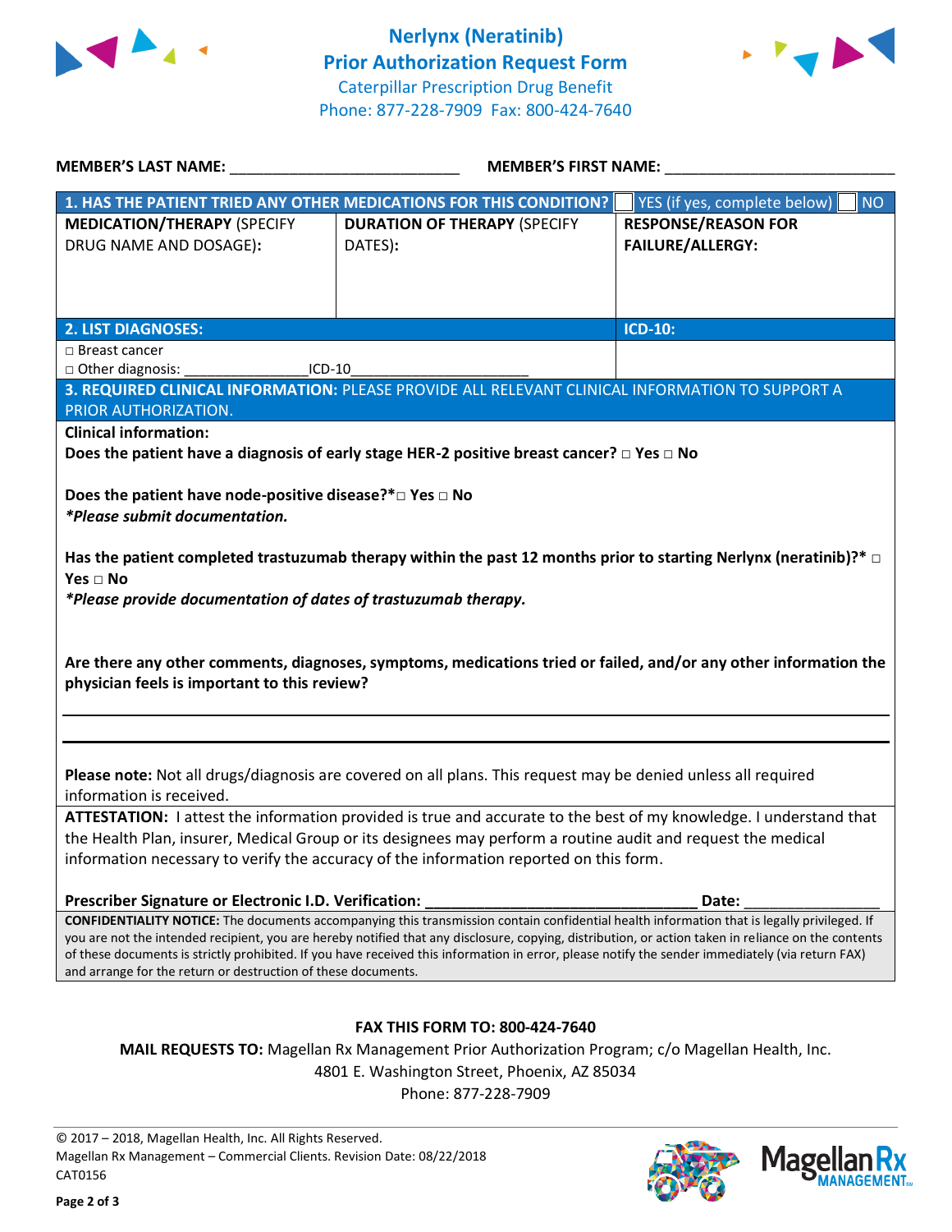# Nerlynx (Neratinib)
## Prior Authorization Request Form

Caterpillar Prescription Drug Benefit
Phone: 877-228-7909 Fax: 800-424-7640

**MEMBER'S LAST NAME:** ___________________________ **MEMBER'S FIRST NAME:** ___________________________

| **1. HAS THE PATIENT TRIED ANY OTHER MEDICATIONS FOR THIS CONDITION?** | | ☐ YES (if yes, complete below) ☐ NO |
|---|---|---|
| **MEDICATION/THERAPY** (SPECIFY DRUG NAME AND DOSAGE): | **DURATION OF THERAPY** (SPECIFY DATES): | **RESPONSE/REASON FOR FAILURE/ALLERGY:** |
| | | |

| **2. LIST DIAGNOSES:** | **ICD-10:** |
|---|---|
| □ Breast cancer<br>□ Other diagnosis: ________________ICD-10_______________________ | |

**3. REQUIRED CLINICAL INFORMATION:** PLEASE PROVIDE ALL RELEVANT CLINICAL INFORMATION TO SUPPORT A PRIOR AUTHORIZATION.

**Clinical information:**

**Does the patient have a diagnosis of early stage HER-2 positive breast cancer? □ Yes □ No**

**Does the patient have node-positive disease?*□ Yes □ No**
***Please submit documentation.***

**Has the patient completed trastuzumab therapy within the past 12 months prior to starting Nerlynx (neratinib)?* □ Yes □ No**
***Please provide documentation of dates of trastuzumab therapy.***

**Are there any other comments, diagnoses, symptoms, medications tried or failed, and/or any other information the physician feels is important to this review?**

_______________________________________________________________________________

_______________________________________________________________________________

**Please note:** Not all drugs/diagnosis are covered on all plans. This request may be denied unless all required information is received.

**ATTESTATION:** I attest the information provided is true and accurate to the best of my knowledge. I understand that the Health Plan, insurer, Medical Group or its designees may perform a routine audit and request the medical information necessary to verify the accuracy of the information reported on this form.

**Prescriber Signature or Electronic I.D. Verification:** ________________________________ **Date:** ________________

**CONFIDENTIALITY NOTICE:** The documents accompanying this transmission contain confidential health information that is legally privileged. If you are not the intended recipient, you are hereby notified that any disclosure, copying, distribution, or action taken in reliance on the contents of these documents is strictly prohibited. If you have received this information in error, please notify the sender immediately (via return FAX) and arrange for the return or destruction of these documents.

**FAX THIS FORM TO: 800-424-7640**

**MAIL REQUESTS TO:** Magellan Rx Management Prior Authorization Program; c/o Magellan Health, Inc.
4801 E. Washington Street, Phoenix, AZ 85034
Phone: 877-228-7909

© 2017 – 2018, Magellan Health, Inc. All Rights Reserved.
Magellan Rx Management – Commercial Clients. Revision Date: 08/22/2018
CAT0156